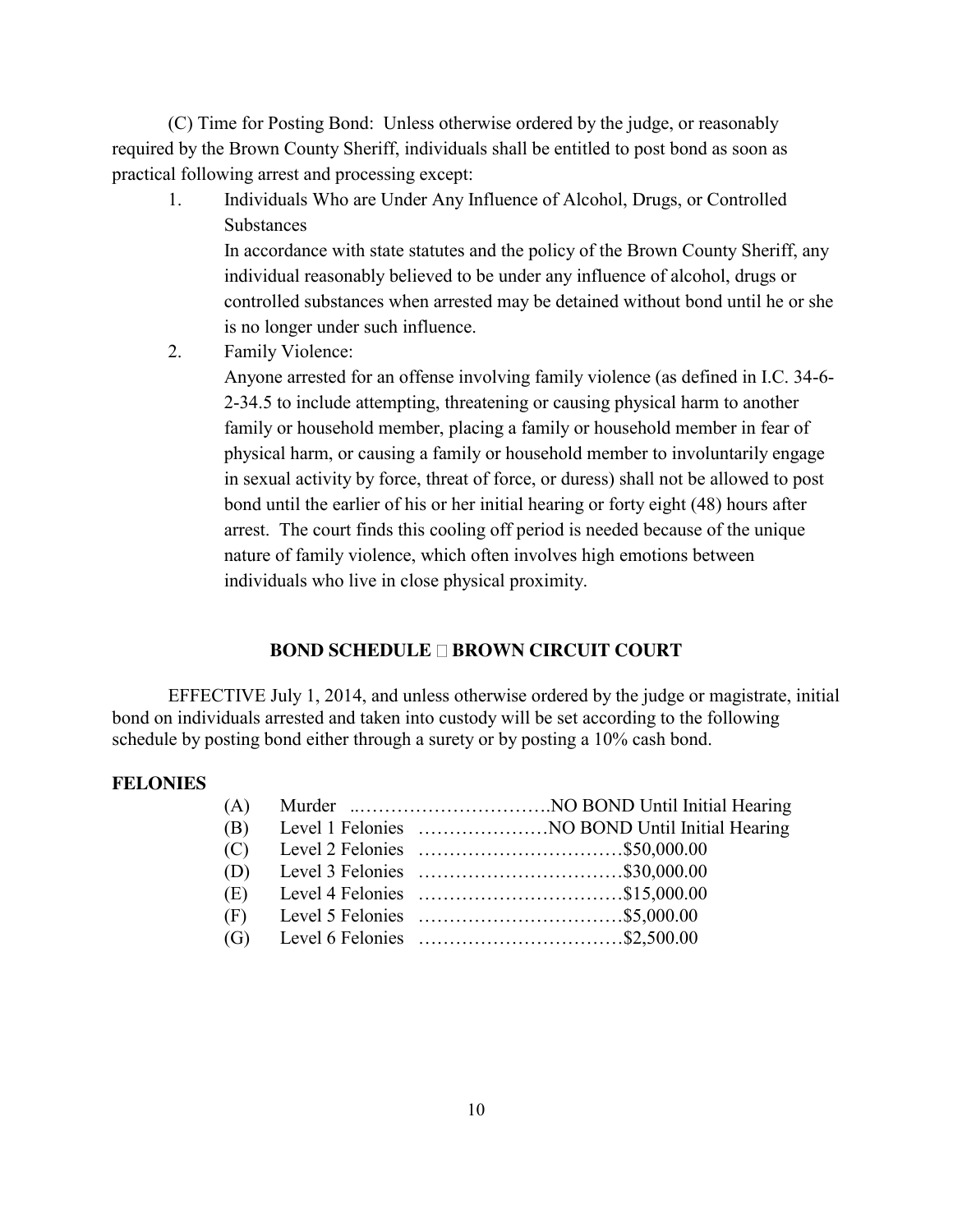(C) Time for Posting Bond: Unless otherwise ordered by the judge, or reasonably required by the Brown County Sheriff, individuals shall be entitled to post bond as soon as practical following arrest and processing except:

1. Individuals Who are Under Any Influence of Alcohol, Drugs, or Controlled Substances

   In accordance with state statutes and the policy of the Brown County Sheriff, any individual reasonably believed to be under any influence of alcohol, drugs or controlled substances when arrested may be detained without bond until he or she is no longer under such influence.

2. Family Violence:

   Anyone arrested for an offense involving family violence (as defined in I.C. 34-6-2-34.5 to include attempting, threatening or causing physical harm to another family or household member, placing a family or household member in fear of physical harm, or causing a family or household member to involuntarily engage in sexual activity by force, threat of force, or duress) shall not be allowed to post bond until the earlier of his or her initial hearing or forty eight (48) hours after arrest. The court finds this cooling off period is needed because of the unique nature of family violence, which often involves high emotions between individuals who live in close physical proximity.

## BOND SCHEDULE  BROWN CIRCUIT COURT

EFFECTIVE July 1, 2014, and unless otherwise ordered by the judge or magistrate, initial bond on individuals arrested and taken into custody will be set according to the following schedule by posting bond either through a surety or by posting a 10% cash bond.

**FELONIES**

(A) Murder ..………………………….NO BOND Until Initial Hearing
(B) Level 1 Felonies …………………NO BOND Until Initial Hearing
(C) Level 2 Felonies ……………………………$50,000.00
(D) Level 3 Felonies ……………………………$30,000.00
(E) Level 4 Felonies ……………………………$15,000.00
(F) Level 5 Felonies ……………………………$5,000.00
(G) Level 6 Felonies ……………………………$2,500.00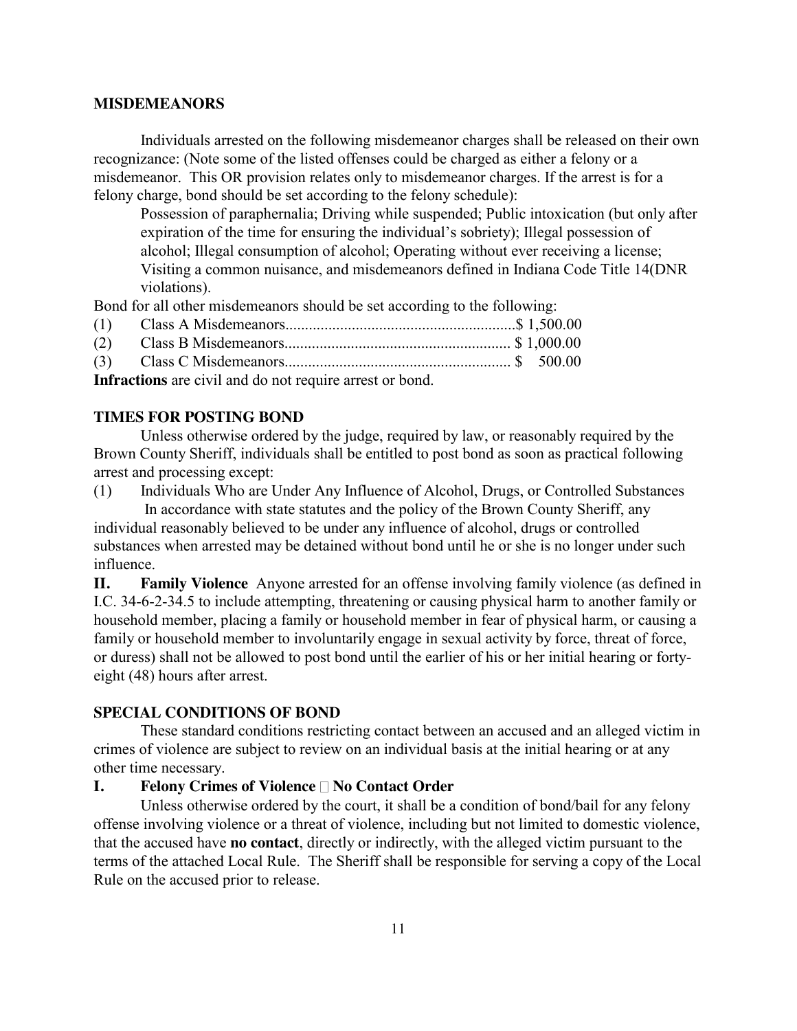**MISDEMEANORS**

Individuals arrested on the following misdemeanor charges shall be released on their own recognizance: (Note some of the listed offenses could be charged as either a felony or a misdemeanor. This OR provision relates only to misdemeanor charges. If the arrest is for a felony charge, bond should be set according to the felony schedule):

Possession of paraphernalia; Driving while suspended; Public intoxication (but only after expiration of the time for ensuring the individual's sobriety); Illegal possession of alcohol; Illegal consumption of alcohol; Operating without ever receiving a license; Visiting a common nuisance, and misdemeanors defined in Indiana Code Title 14(DNR violations).

Bond for all other misdemeanors should be set according to the following:

(1) Class A Misdemeanors........................................................$ 1,500.00

(2) Class B Misdemeanors........................................................ $ 1,000.00

(3) Class C Misdemeanors........................................................ $ 500.00

**Infractions** are civil and do not require arrest or bond.

**TIMES FOR POSTING BOND**

Unless otherwise ordered by the judge, required by law, or reasonably required by the Brown County Sheriff, individuals shall be entitled to post bond as soon as practical following arrest and processing except:

(1) Individuals Who are Under Any Influence of Alcohol, Drugs, or Controlled Substances

In accordance with state statutes and the policy of the Brown County Sheriff, any individual reasonably believed to be under any influence of alcohol, drugs or controlled substances when arrested may be detained without bond until he or she is no longer under such influence.

**II. Family Violence** Anyone arrested for an offense involving family violence (as defined in I.C. 34-6-2-34.5 to include attempting, threatening or causing physical harm to another family or household member, placing a family or household member in fear of physical harm, or causing a family or household member to involuntarily engage in sexual activity by force, threat of force, or duress) shall not be allowed to post bond until the earlier of his or her initial hearing or forty-eight (48) hours after arrest.

**SPECIAL CONDITIONS OF BOND**

These standard conditions restricting contact between an accused and an alleged victim in crimes of violence are subject to review on an individual basis at the initial hearing or at any other time necessary.

**I. Felony Crimes of Violence  No Contact Order**

Unless otherwise ordered by the court, it shall be a condition of bond/bail for any felony offense involving violence or a threat of violence, including but not limited to domestic violence, that the accused have **no contact**, directly or indirectly, with the alleged victim pursuant to the terms of the attached Local Rule. The Sheriff shall be responsible for serving a copy of the Local Rule on the accused prior to release.